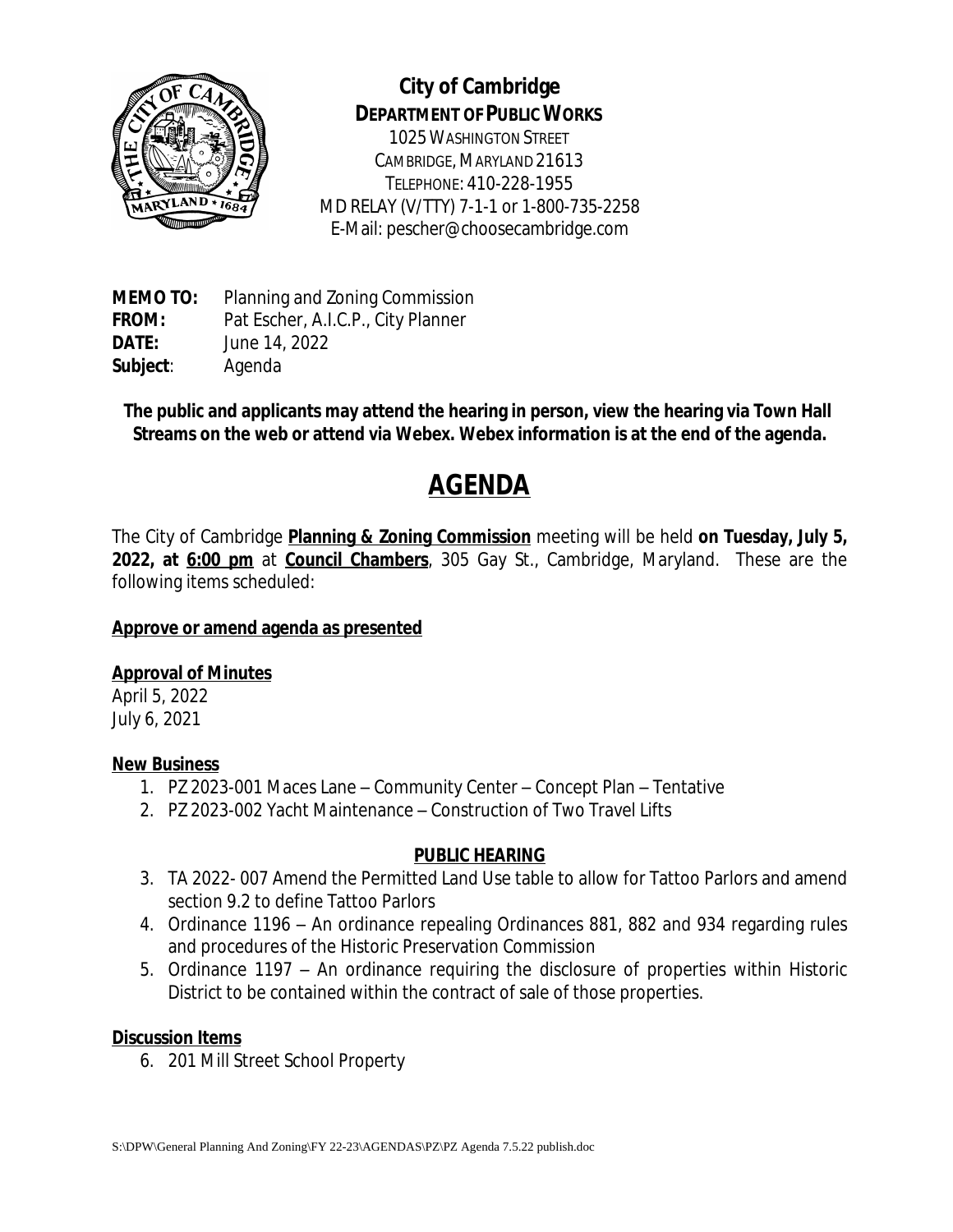**City of Cambridge**
**DEPARTMENT OF PUBLIC WORKS**
1025 WASHINGTON STREET
CAMBRIDGE, MARYLAND 21613
TELEPHONE: 410-228-1955
MD RELAY (V/TTY) 7-1-1 or 1-800-735-2258
E-Mail: pescher@choosecambridge.com

**MEMO TO:** Planning and Zoning Commission
**FROM:** Pat Escher, A.I.C.P., City Planner
**DATE:** June 14, 2022
**Subject**: Agenda

**The public and applicants may attend the hearing in person, view the hearing via Town Hall Streams on the web or attend via Webex. Webex information is at the end of the agenda.**

# AGENDA

The City of Cambridge **Planning & Zoning Commission** meeting will be held **on Tuesday, July 5, 2022, at 6:00 pm** at **Council Chambers**, 305 Gay St., Cambridge, Maryland. These are the following items scheduled:

**Approve or amend agenda as presented**

**Approval of Minutes**
April 5, 2022
July 6, 2021

**New Business**

1. PZ 2023-001 Maces Lane – Community Center – Concept Plan – Tentative
2. PZ 2023-002 Yacht Maintenance – Construction of Two Travel Lifts

**PUBLIC HEARING**

3. TA 2022- 007 Amend the Permitted Land Use table to allow for Tattoo Parlors and amend section 9.2 to define Tattoo Parlors
4. Ordinance 1196 – An ordinance repealing Ordinances 881, 882 and 934 regarding rules and procedures of the Historic Preservation Commission
5. Ordinance 1197 – An ordinance requiring the disclosure of properties within Historic District to be contained within the contract of sale of those properties.

**Discussion Items**

6. 201 Mill Street School Property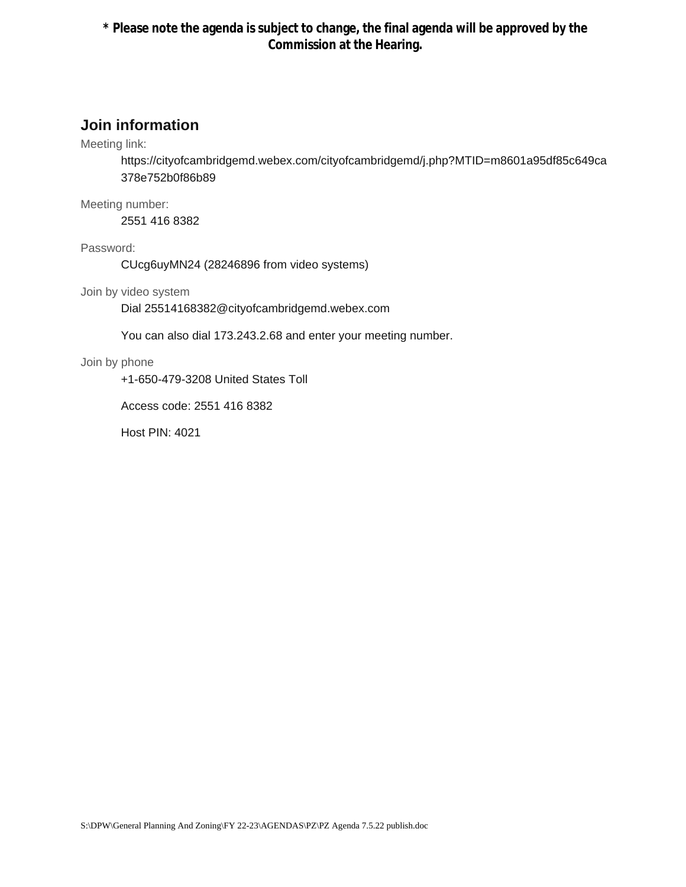**\* Please note the agenda is subject to change, the final agenda will be approved by the Commission at the Hearing.**

## Join information

Meeting link:

https://cityofcambridgemd.webex.com/cityofcambridgemd/j.php?MTID=m8601a95df85c649ca378e752b0f86b89

Meeting number:

2551 416 8382

Password:

CUcg6uyMN24 (28246896 from video systems)

Join by video system

Dial 25514168382@cityofcambridgemd.webex.com

You can also dial 173.243.2.68 and enter your meeting number.

Join by phone

+1-650-479-3208 United States Toll

Access code: 2551 416 8382

Host PIN: 4021

S:\DPW\General Planning And Zoning\FY 22-23\AGENDAS\PZ\PZ Agenda 7.5.22 publish.doc